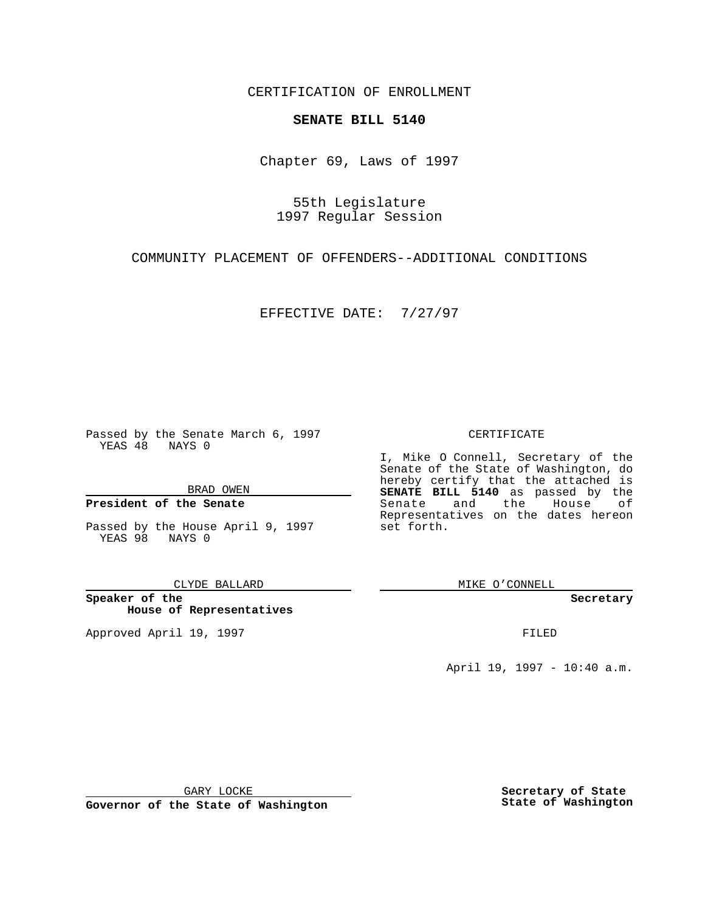CERTIFICATION OF ENROLLMENT

**SENATE BILL 5140**

Chapter 69, Laws of 1997

55th Legislature
1997 Regular Session

COMMUNITY PLACEMENT OF OFFENDERS--ADDITIONAL CONDITIONS

EFFECTIVE DATE: 7/27/97

Passed by the Senate March 6, 1997
YEAS 48 NAYS 0

BRAD OWEN

**President of the Senate**

Passed by the House April 9, 1997
YEAS 98 NAYS 0

CLYDE BALLARD

**Speaker of the House of Representatives**

Approved April 19, 1997

GARY LOCKE

**Governor of the State of Washington**

CERTIFICATE

I, Mike O Connell, Secretary of the Senate of the State of Washington, do hereby certify that the attached is **SENATE BILL 5140** as passed by the Senate and the House of Representatives on the dates hereon set forth.

MIKE O'CONNELL

**Secretary**

FILED

April 19, 1997 - 10:40 a.m.

**Secretary of State
State of Washington**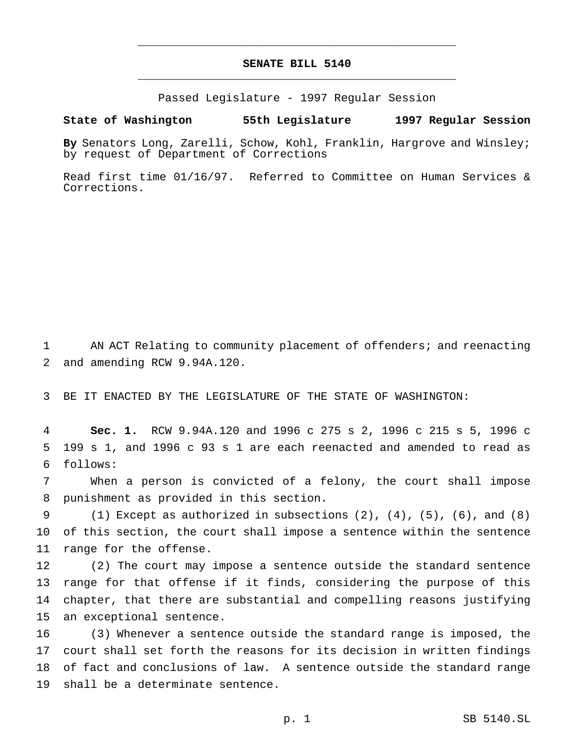# SENATE BILL 5140

Passed Legislature - 1997 Regular Session

**State of Washington 55th Legislature 1997 Regular Session**

**By** Senators Long, Zarelli, Schow, Kohl, Franklin, Hargrove and Winsley; by request of Department of Corrections

Read first time 01/16/97. Referred to Committee on Human Services & Corrections.

AN ACT Relating to community placement of offenders; and reenacting and amending RCW 9.94A.120.

BE IT ENACTED BY THE LEGISLATURE OF THE STATE OF WASHINGTON:

**Sec. 1.** RCW 9.94A.120 and 1996 c 275 s 2, 1996 c 215 s 5, 1996 c 199 s 1, and 1996 c 93 s 1 are each reenacted and amended to read as follows:

When a person is convicted of a felony, the court shall impose punishment as provided in this section.

(1) Except as authorized in subsections (2), (4), (5), (6), and (8) of this section, the court shall impose a sentence within the sentence range for the offense.

(2) The court may impose a sentence outside the standard sentence range for that offense if it finds, considering the purpose of this chapter, that there are substantial and compelling reasons justifying an exceptional sentence.

(3) Whenever a sentence outside the standard range is imposed, the court shall set forth the reasons for its decision in written findings of fact and conclusions of law. A sentence outside the standard range shall be a determinate sentence.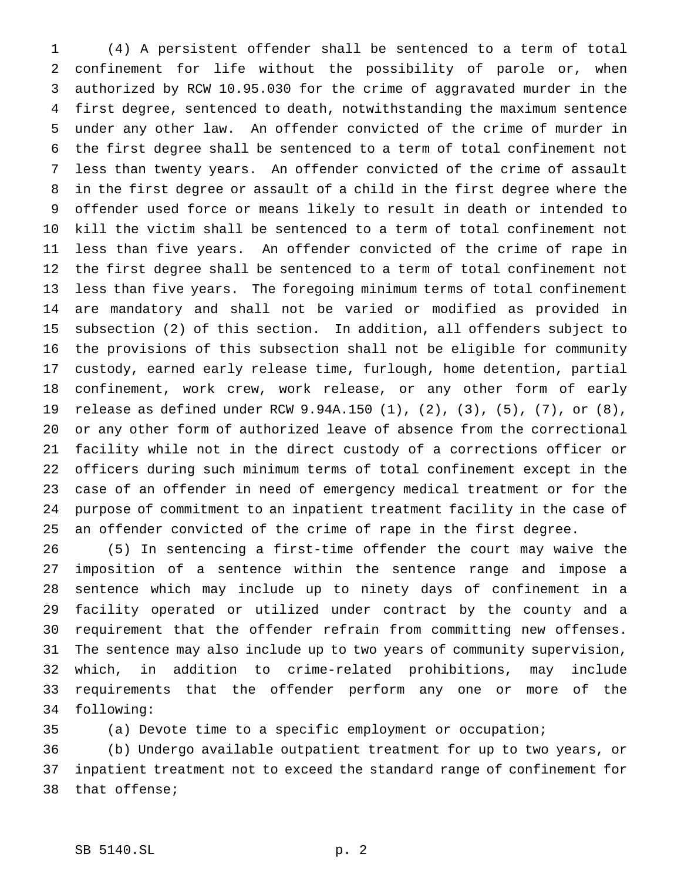(4) A persistent offender shall be sentenced to a term of total confinement for life without the possibility of parole or, when authorized by RCW 10.95.030 for the crime of aggravated murder in the first degree, sentenced to death, notwithstanding the maximum sentence under any other law. An offender convicted of the crime of murder in the first degree shall be sentenced to a term of total confinement not less than twenty years. An offender convicted of the crime of assault in the first degree or assault of a child in the first degree where the offender used force or means likely to result in death or intended to kill the victim shall be sentenced to a term of total confinement not less than five years. An offender convicted of the crime of rape in the first degree shall be sentenced to a term of total confinement not less than five years. The foregoing minimum terms of total confinement are mandatory and shall not be varied or modified as provided in subsection (2) of this section. In addition, all offenders subject to the provisions of this subsection shall not be eligible for community custody, earned early release time, furlough, home detention, partial confinement, work crew, work release, or any other form of early release as defined under RCW 9.94A.150 (1), (2), (3), (5), (7), or (8), or any other form of authorized leave of absence from the correctional facility while not in the direct custody of a corrections officer or officers during such minimum terms of total confinement except in the case of an offender in need of emergency medical treatment or for the purpose of commitment to an inpatient treatment facility in the case of an offender convicted of the crime of rape in the first degree.

(5) In sentencing a first-time offender the court may waive the imposition of a sentence within the sentence range and impose a sentence which may include up to ninety days of confinement in a facility operated or utilized under contract by the county and a requirement that the offender refrain from committing new offenses. The sentence may also include up to two years of community supervision, which, in addition to crime-related prohibitions, may include requirements that the offender perform any one or more of the following:

(a) Devote time to a specific employment or occupation;

(b) Undergo available outpatient treatment for up to two years, or inpatient treatment not to exceed the standard range of confinement for that offense;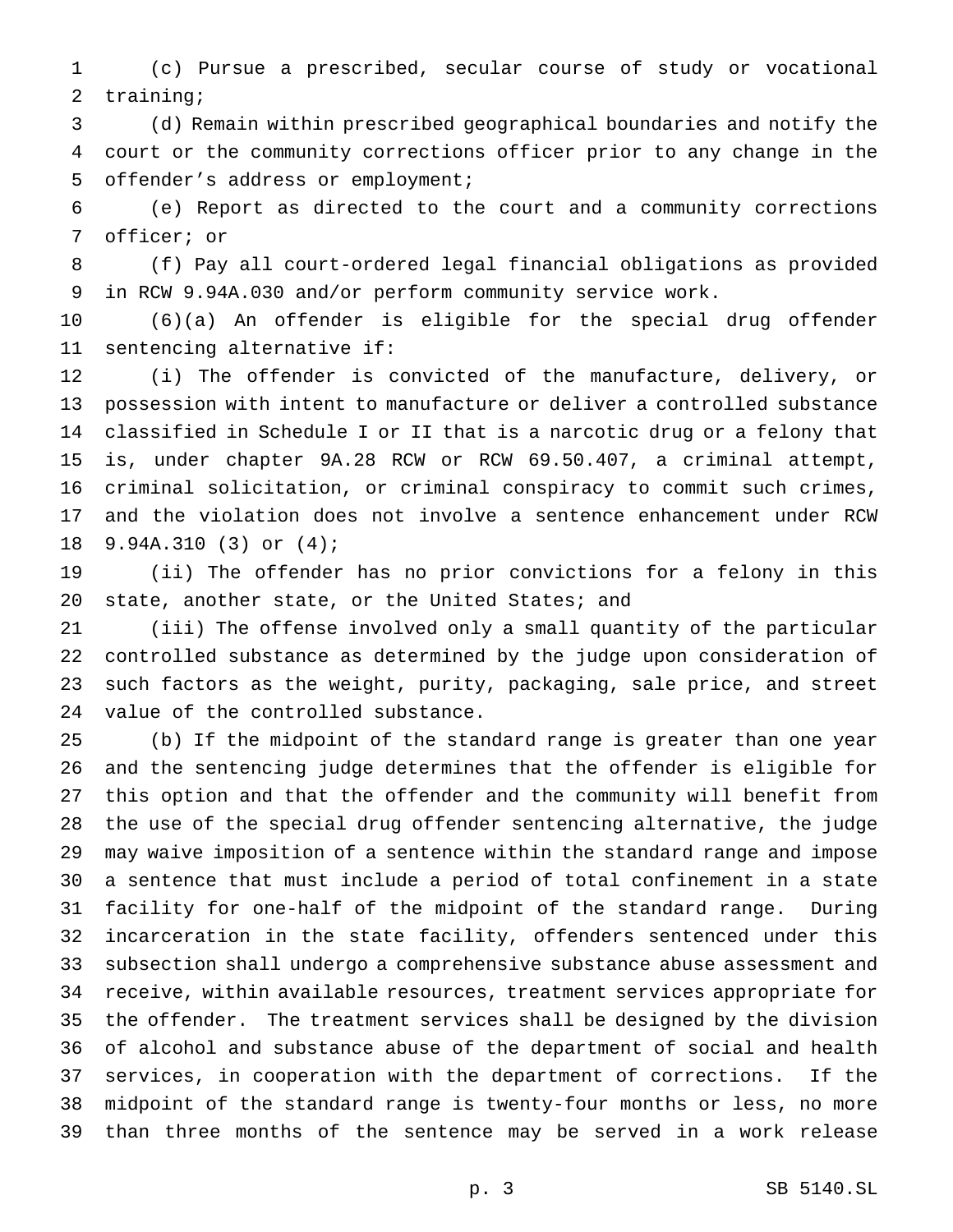(c) Pursue a prescribed, secular course of study or vocational training;

(d) Remain within prescribed geographical boundaries and notify the court or the community corrections officer prior to any change in the offender's address or employment;

(e) Report as directed to the court and a community corrections officer; or

(f) Pay all court-ordered legal financial obligations as provided in RCW 9.94A.030 and/or perform community service work.

(6)(a) An offender is eligible for the special drug offender sentencing alternative if:

(i) The offender is convicted of the manufacture, delivery, or possession with intent to manufacture or deliver a controlled substance classified in Schedule I or II that is a narcotic drug or a felony that is, under chapter 9A.28 RCW or RCW 69.50.407, a criminal attempt, criminal solicitation, or criminal conspiracy to commit such crimes, and the violation does not involve a sentence enhancement under RCW 9.94A.310 (3) or (4);

(ii) The offender has no prior convictions for a felony in this state, another state, or the United States; and

(iii) The offense involved only a small quantity of the particular controlled substance as determined by the judge upon consideration of such factors as the weight, purity, packaging, sale price, and street value of the controlled substance.

(b) If the midpoint of the standard range is greater than one year and the sentencing judge determines that the offender is eligible for this option and that the offender and the community will benefit from the use of the special drug offender sentencing alternative, the judge may waive imposition of a sentence within the standard range and impose a sentence that must include a period of total confinement in a state facility for one-half of the midpoint of the standard range. During incarceration in the state facility, offenders sentenced under this subsection shall undergo a comprehensive substance abuse assessment and receive, within available resources, treatment services appropriate for the offender. The treatment services shall be designed by the division of alcohol and substance abuse of the department of social and health services, in cooperation with the department of corrections. If the midpoint of the standard range is twenty-four months or less, no more than three months of the sentence may be served in a work release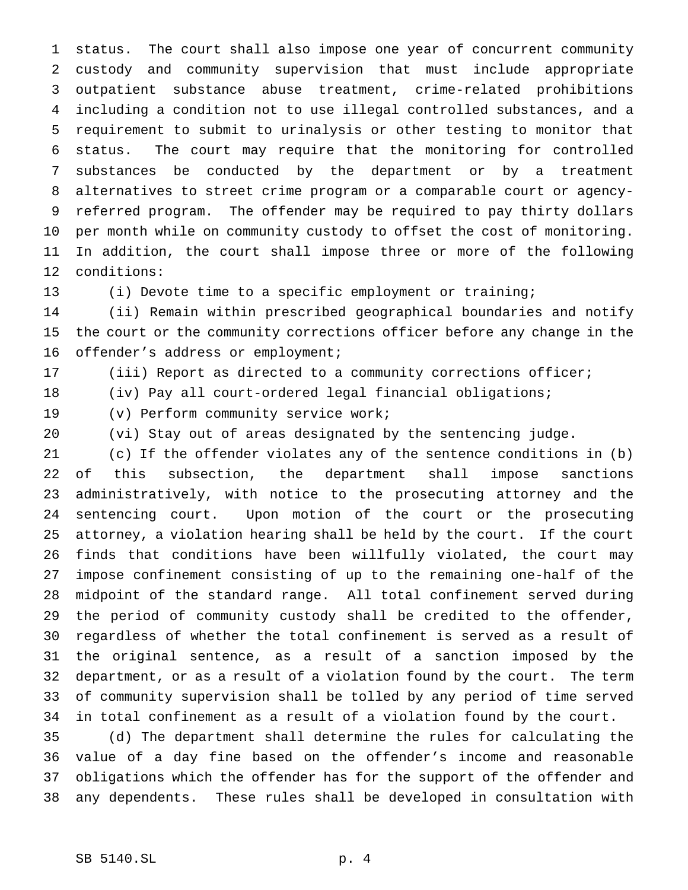status. The court shall also impose one year of concurrent community custody and community supervision that must include appropriate outpatient substance abuse treatment, crime-related prohibitions including a condition not to use illegal controlled substances, and a requirement to submit to urinalysis or other testing to monitor that status. The court may require that the monitoring for controlled substances be conducted by the department or by a treatment alternatives to street crime program or a comparable court or agency-referred program. The offender may be required to pay thirty dollars per month while on community custody to offset the cost of monitoring. In addition, the court shall impose three or more of the following conditions:

(i) Devote time to a specific employment or training;

(ii) Remain within prescribed geographical boundaries and notify the court or the community corrections officer before any change in the offender's address or employment;

(iii) Report as directed to a community corrections officer;

(iv) Pay all court-ordered legal financial obligations;

(v) Perform community service work;

(vi) Stay out of areas designated by the sentencing judge.

(c) If the offender violates any of the sentence conditions in (b) of this subsection, the department shall impose sanctions administratively, with notice to the prosecuting attorney and the sentencing court. Upon motion of the court or the prosecuting attorney, a violation hearing shall be held by the court. If the court finds that conditions have been willfully violated, the court may impose confinement consisting of up to the remaining one-half of the midpoint of the standard range. All total confinement served during the period of community custody shall be credited to the offender, regardless of whether the total confinement is served as a result of the original sentence, as a result of a sanction imposed by the department, or as a result of a violation found by the court. The term of community supervision shall be tolled by any period of time served in total confinement as a result of a violation found by the court.

(d) The department shall determine the rules for calculating the value of a day fine based on the offender's income and reasonable obligations which the offender has for the support of the offender and any dependents. These rules shall be developed in consultation with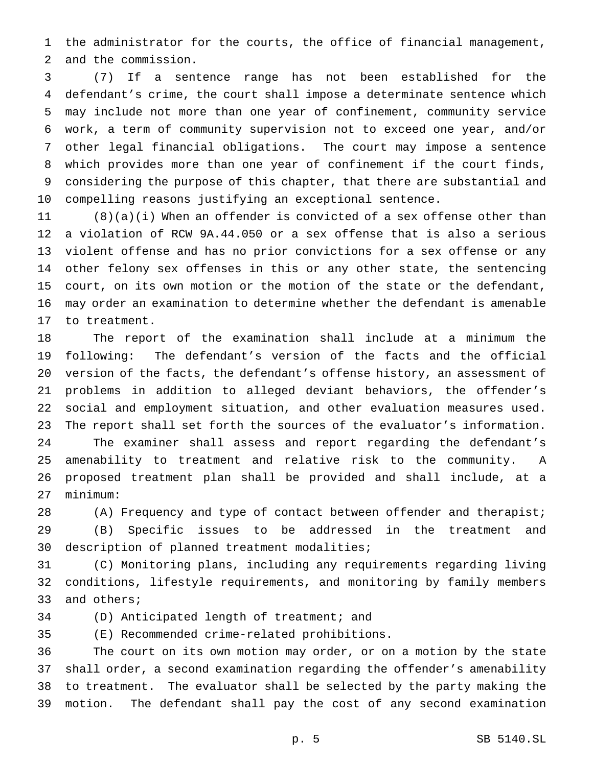the administrator for the courts, the office of financial management, and the commission.

(7) If a sentence range has not been established for the defendant's crime, the court shall impose a determinate sentence which may include not more than one year of confinement, community service work, a term of community supervision not to exceed one year, and/or other legal financial obligations. The court may impose a sentence which provides more than one year of confinement if the court finds, considering the purpose of this chapter, that there are substantial and compelling reasons justifying an exceptional sentence.

(8)(a)(i) When an offender is convicted of a sex offense other than a violation of RCW 9A.44.050 or a sex offense that is also a serious violent offense and has no prior convictions for a sex offense or any other felony sex offenses in this or any other state, the sentencing court, on its own motion or the motion of the state or the defendant, may order an examination to determine whether the defendant is amenable to treatment.

The report of the examination shall include at a minimum the following: The defendant's version of the facts and the official version of the facts, the defendant's offense history, an assessment of problems in addition to alleged deviant behaviors, the offender's social and employment situation, and other evaluation measures used. The report shall set forth the sources of the evaluator's information.

The examiner shall assess and report regarding the defendant's amenability to treatment and relative risk to the community. A proposed treatment plan shall be provided and shall include, at a minimum:

(A) Frequency and type of contact between offender and therapist;

(B) Specific issues to be addressed in the treatment and description of planned treatment modalities;

(C) Monitoring plans, including any requirements regarding living conditions, lifestyle requirements, and monitoring by family members and others;

(D) Anticipated length of treatment; and

(E) Recommended crime-related prohibitions.

The court on its own motion may order, or on a motion by the state shall order, a second examination regarding the offender's amenability to treatment. The evaluator shall be selected by the party making the motion. The defendant shall pay the cost of any second examination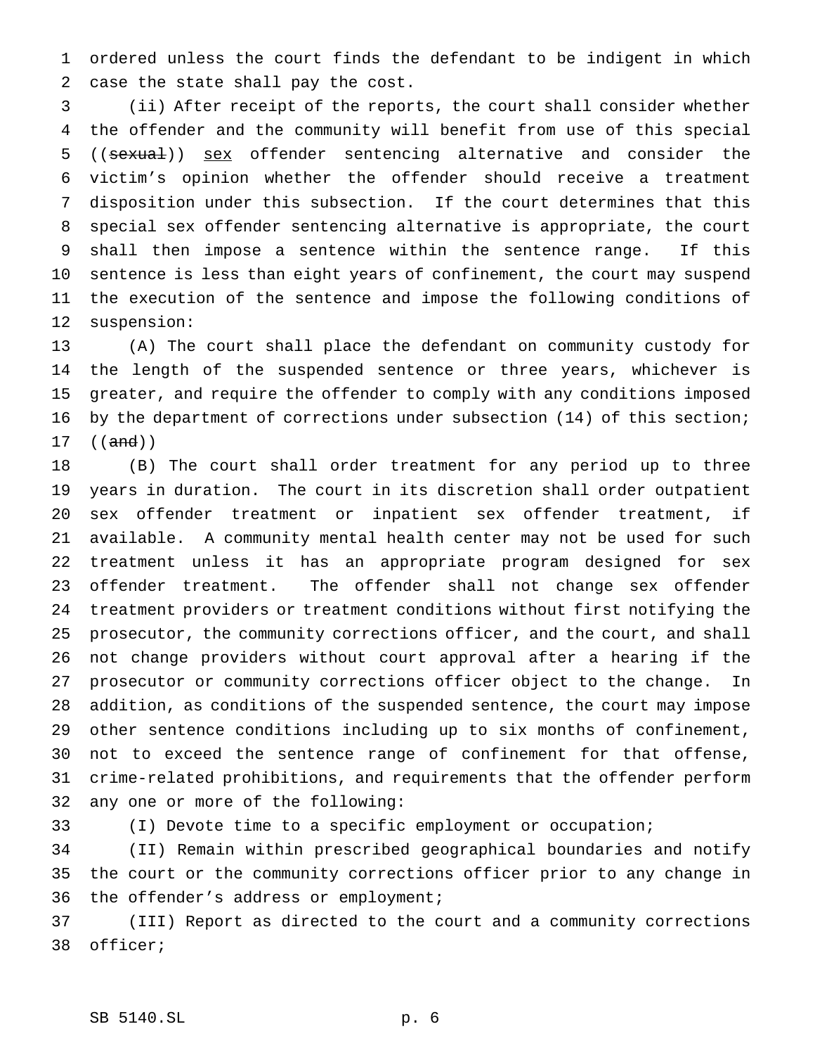ordered unless the court finds the defendant to be indigent in which case the state shall pay the cost.

(ii) After receipt of the reports, the court shall consider whether the offender and the community will benefit from use of this special ((~~sexual~~)) <u>sex</u> offender sentencing alternative and consider the victim's opinion whether the offender should receive a treatment disposition under this subsection. If the court determines that this special sex offender sentencing alternative is appropriate, the court shall then impose a sentence within the sentence range. If this sentence is less than eight years of confinement, the court may suspend the execution of the sentence and impose the following conditions of suspension:

(A) The court shall place the defendant on community custody for the length of the suspended sentence or three years, whichever is greater, and require the offender to comply with any conditions imposed by the department of corrections under subsection (14) of this section; ((~~and~~))

(B) The court shall order treatment for any period up to three years in duration. The court in its discretion shall order outpatient sex offender treatment or inpatient sex offender treatment, if available. A community mental health center may not be used for such treatment unless it has an appropriate program designed for sex offender treatment. The offender shall not change sex offender treatment providers or treatment conditions without first notifying the prosecutor, the community corrections officer, and the court, and shall not change providers without court approval after a hearing if the prosecutor or community corrections officer object to the change. In addition, as conditions of the suspended sentence, the court may impose other sentence conditions including up to six months of confinement, not to exceed the sentence range of confinement for that offense, crime-related prohibitions, and requirements that the offender perform any one or more of the following:

(I) Devote time to a specific employment or occupation;

(II) Remain within prescribed geographical boundaries and notify the court or the community corrections officer prior to any change in the offender's address or employment;

(III) Report as directed to the court and a community corrections officer;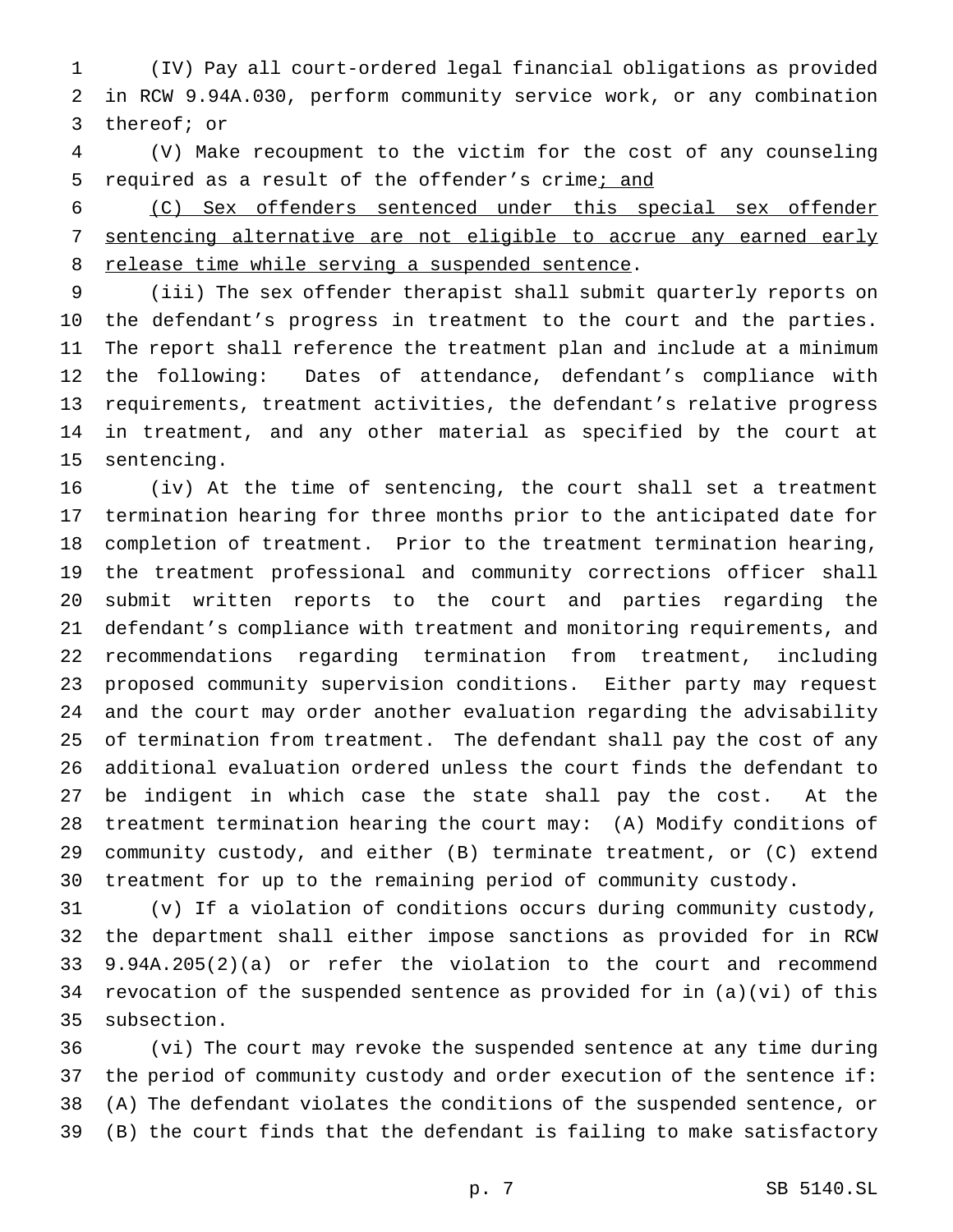(IV) Pay all court-ordered legal financial obligations as provided in RCW 9.94A.030, perform community service work, or any combination thereof; or

(V) Make recoupment to the victim for the cost of any counseling required as a result of the offender's crime<u>; and</u>

<u>(C) Sex offenders sentenced under this special sex offender sentencing alternative are not eligible to accrue any earned early release time while serving a suspended sentence</u>.

(iii) The sex offender therapist shall submit quarterly reports on the defendant's progress in treatment to the court and the parties. The report shall reference the treatment plan and include at a minimum the following: Dates of attendance, defendant's compliance with requirements, treatment activities, the defendant's relative progress in treatment, and any other material as specified by the court at sentencing.

(iv) At the time of sentencing, the court shall set a treatment termination hearing for three months prior to the anticipated date for completion of treatment. Prior to the treatment termination hearing, the treatment professional and community corrections officer shall submit written reports to the court and parties regarding the defendant's compliance with treatment and monitoring requirements, and recommendations regarding termination from treatment, including proposed community supervision conditions. Either party may request and the court may order another evaluation regarding the advisability of termination from treatment. The defendant shall pay the cost of any additional evaluation ordered unless the court finds the defendant to be indigent in which case the state shall pay the cost. At the treatment termination hearing the court may: (A) Modify conditions of community custody, and either (B) terminate treatment, or (C) extend treatment for up to the remaining period of community custody.

(v) If a violation of conditions occurs during community custody, the department shall either impose sanctions as provided for in RCW 9.94A.205(2)(a) or refer the violation to the court and recommend revocation of the suspended sentence as provided for in (a)(vi) of this subsection.

(vi) The court may revoke the suspended sentence at any time during the period of community custody and order execution of the sentence if: (A) The defendant violates the conditions of the suspended sentence, or (B) the court finds that the defendant is failing to make satisfactory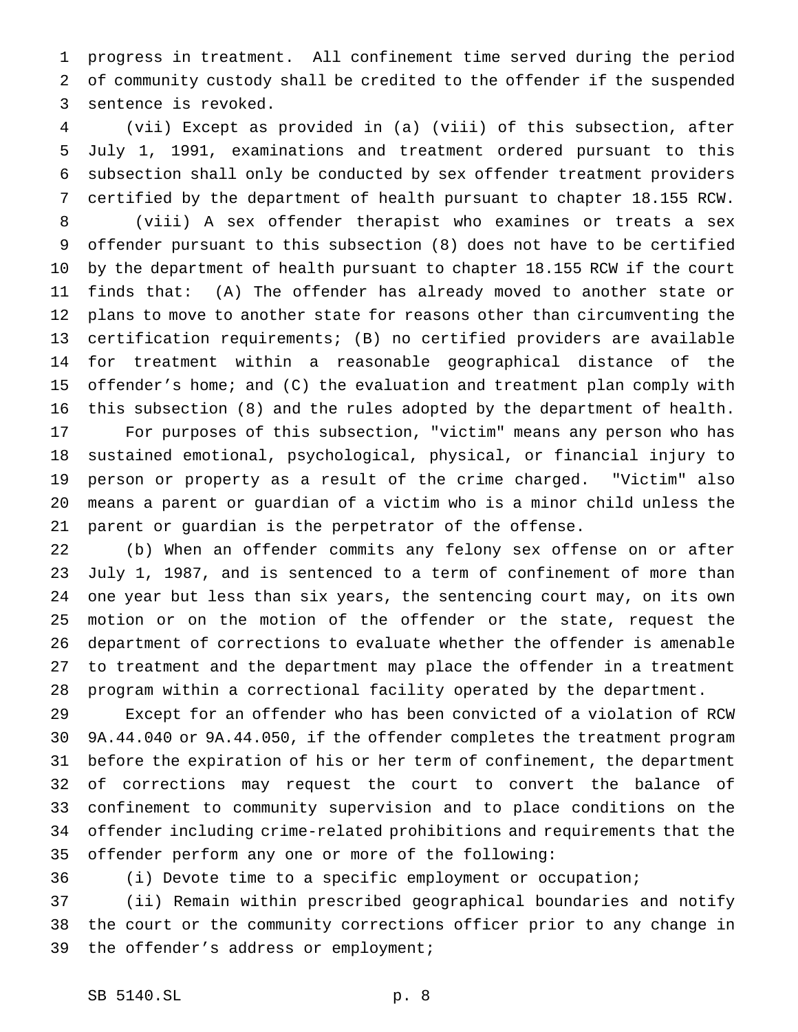progress in treatment. All confinement time served during the period of community custody shall be credited to the offender if the suspended sentence is revoked.

(vii) Except as provided in (a) (viii) of this subsection, after July 1, 1991, examinations and treatment ordered pursuant to this subsection shall only be conducted by sex offender treatment providers certified by the department of health pursuant to chapter 18.155 RCW.

(viii) A sex offender therapist who examines or treats a sex offender pursuant to this subsection (8) does not have to be certified by the department of health pursuant to chapter 18.155 RCW if the court finds that: (A) The offender has already moved to another state or plans to move to another state for reasons other than circumventing the certification requirements; (B) no certified providers are available for treatment within a reasonable geographical distance of the offender's home; and (C) the evaluation and treatment plan comply with this subsection (8) and the rules adopted by the department of health.

For purposes of this subsection, "victim" means any person who has sustained emotional, psychological, physical, or financial injury to person or property as a result of the crime charged. "Victim" also means a parent or guardian of a victim who is a minor child unless the parent or guardian is the perpetrator of the offense.

(b) When an offender commits any felony sex offense on or after July 1, 1987, and is sentenced to a term of confinement of more than one year but less than six years, the sentencing court may, on its own motion or on the motion of the offender or the state, request the department of corrections to evaluate whether the offender is amenable to treatment and the department may place the offender in a treatment program within a correctional facility operated by the department.

Except for an offender who has been convicted of a violation of RCW 9A.44.040 or 9A.44.050, if the offender completes the treatment program before the expiration of his or her term of confinement, the department of corrections may request the court to convert the balance of confinement to community supervision and to place conditions on the offender including crime-related prohibitions and requirements that the offender perform any one or more of the following:

(i) Devote time to a specific employment or occupation;

(ii) Remain within prescribed geographical boundaries and notify the court or the community corrections officer prior to any change in the offender's address or employment;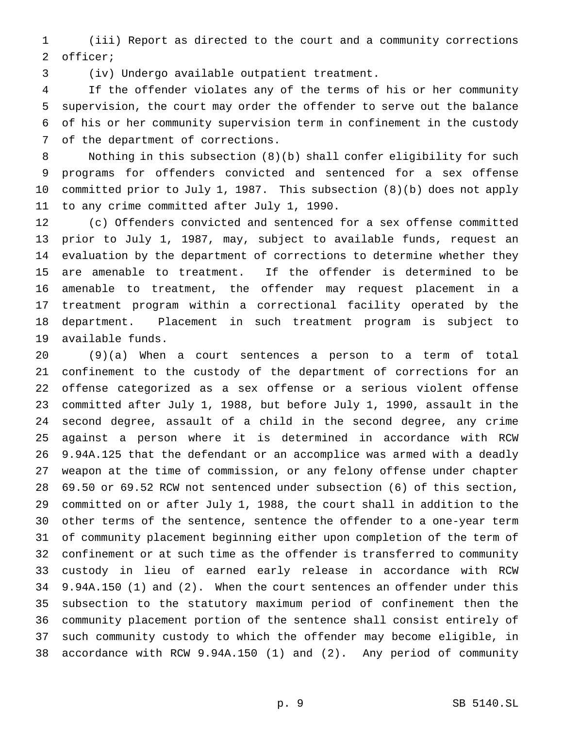(iii) Report as directed to the court and a community corrections officer;

(iv) Undergo available outpatient treatment.

If the offender violates any of the terms of his or her community supervision, the court may order the offender to serve out the balance of his or her community supervision term in confinement in the custody of the department of corrections.

Nothing in this subsection (8)(b) shall confer eligibility for such programs for offenders convicted and sentenced for a sex offense committed prior to July 1, 1987. This subsection (8)(b) does not apply to any crime committed after July 1, 1990.

(c) Offenders convicted and sentenced for a sex offense committed prior to July 1, 1987, may, subject to available funds, request an evaluation by the department of corrections to determine whether they are amenable to treatment. If the offender is determined to be amenable to treatment, the offender may request placement in a treatment program within a correctional facility operated by the department. Placement in such treatment program is subject to available funds.

(9)(a) When a court sentences a person to a term of total confinement to the custody of the department of corrections for an offense categorized as a sex offense or a serious violent offense committed after July 1, 1988, but before July 1, 1990, assault in the second degree, assault of a child in the second degree, any crime against a person where it is determined in accordance with RCW 9.94A.125 that the defendant or an accomplice was armed with a deadly weapon at the time of commission, or any felony offense under chapter 69.50 or 69.52 RCW not sentenced under subsection (6) of this section, committed on or after July 1, 1988, the court shall in addition to the other terms of the sentence, sentence the offender to a one-year term of community placement beginning either upon completion of the term of confinement or at such time as the offender is transferred to community custody in lieu of earned early release in accordance with RCW 9.94A.150 (1) and (2). When the court sentences an offender under this subsection to the statutory maximum period of confinement then the community placement portion of the sentence shall consist entirely of such community custody to which the offender may become eligible, in accordance with RCW 9.94A.150 (1) and (2). Any period of community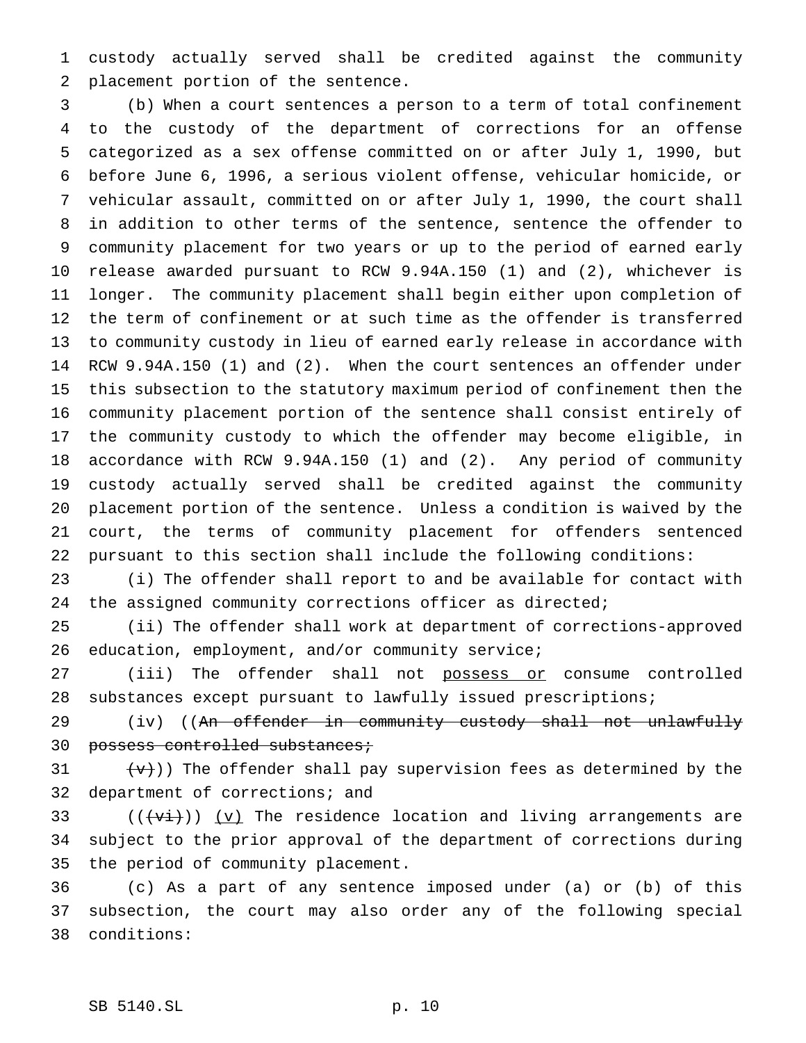custody actually served shall be credited against the community placement portion of the sentence.

(b) When a court sentences a person to a term of total confinement to the custody of the department of corrections for an offense categorized as a sex offense committed on or after July 1, 1990, but before June 6, 1996, a serious violent offense, vehicular homicide, or vehicular assault, committed on or after July 1, 1990, the court shall in addition to other terms of the sentence, sentence the offender to community placement for two years or up to the period of earned early release awarded pursuant to RCW 9.94A.150 (1) and (2), whichever is longer. The community placement shall begin either upon completion of the term of confinement or at such time as the offender is transferred to community custody in lieu of earned early release in accordance with RCW 9.94A.150 (1) and (2). When the court sentences an offender under this subsection to the statutory maximum period of confinement then the community placement portion of the sentence shall consist entirely of the community custody to which the offender may become eligible, in accordance with RCW 9.94A.150 (1) and (2). Any period of community custody actually served shall be credited against the community placement portion of the sentence. Unless a condition is waived by the court, the terms of community placement for offenders sentenced pursuant to this section shall include the following conditions:

(i) The offender shall report to and be available for contact with the assigned community corrections officer as directed;

(ii) The offender shall work at department of corrections-approved education, employment, and/or community service;

(iii) The offender shall not <u>possess or</u> consume controlled substances except pursuant to lawfully issued prescriptions;

(iv) ((~~An offender in community custody shall not unlawfully possess controlled substances;~~

~~(v)~~)) The offender shall pay supervision fees as determined by the department of corrections; and

((~~(vi)~~)) <u>(v)</u> The residence location and living arrangements are subject to the prior approval of the department of corrections during the period of community placement.

(c) As a part of any sentence imposed under (a) or (b) of this subsection, the court may also order any of the following special conditions: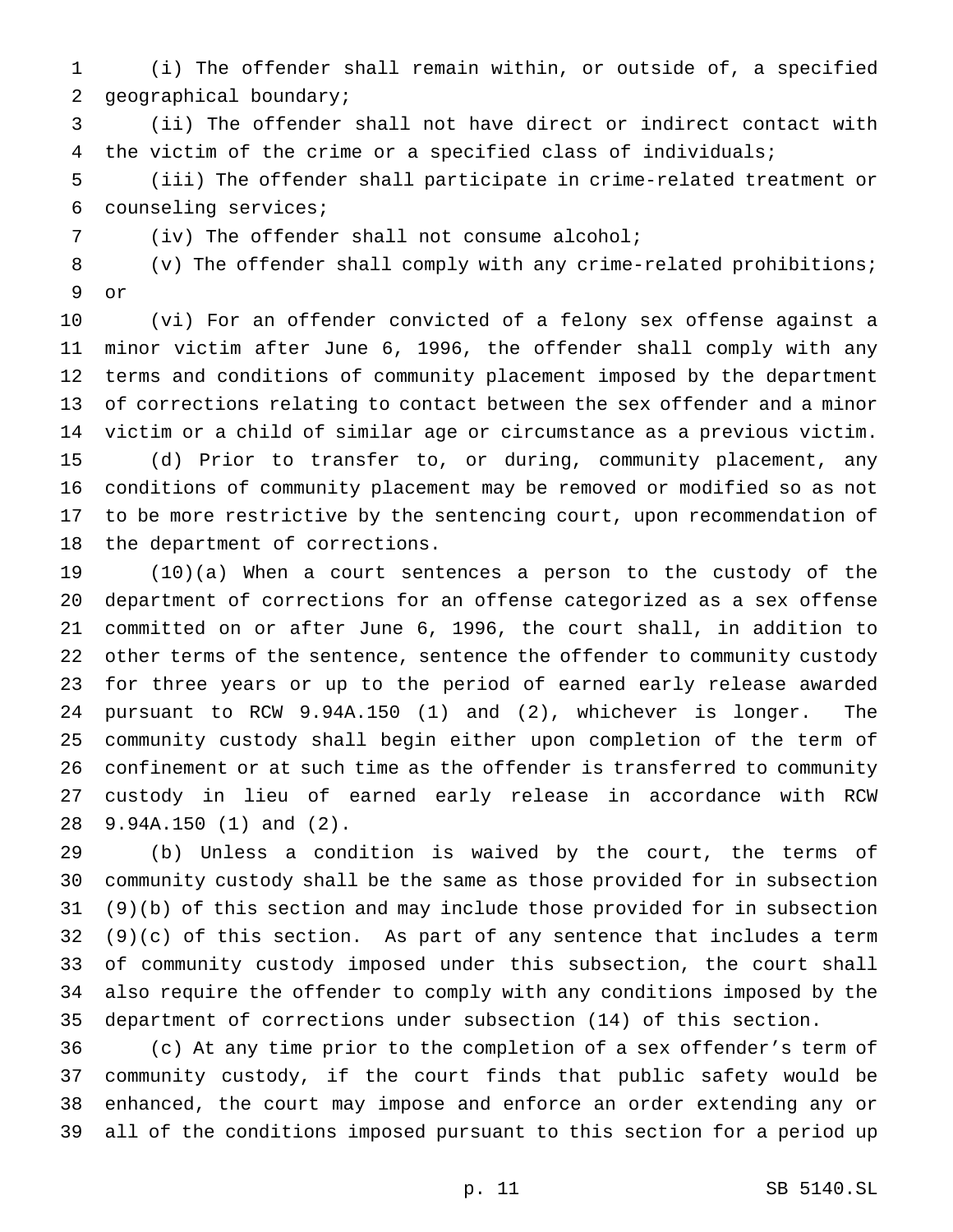(i) The offender shall remain within, or outside of, a specified geographical boundary;

(ii) The offender shall not have direct or indirect contact with the victim of the crime or a specified class of individuals;

(iii) The offender shall participate in crime-related treatment or counseling services;

(iv) The offender shall not consume alcohol;

(v) The offender shall comply with any crime-related prohibitions; or

(vi) For an offender convicted of a felony sex offense against a minor victim after June 6, 1996, the offender shall comply with any terms and conditions of community placement imposed by the department of corrections relating to contact between the sex offender and a minor victim or a child of similar age or circumstance as a previous victim.

(d) Prior to transfer to, or during, community placement, any conditions of community placement may be removed or modified so as not to be more restrictive by the sentencing court, upon recommendation of the department of corrections.

(10)(a) When a court sentences a person to the custody of the department of corrections for an offense categorized as a sex offense committed on or after June 6, 1996, the court shall, in addition to other terms of the sentence, sentence the offender to community custody for three years or up to the period of earned early release awarded pursuant to RCW 9.94A.150 (1) and (2), whichever is longer. The community custody shall begin either upon completion of the term of confinement or at such time as the offender is transferred to community custody in lieu of earned early release in accordance with RCW 9.94A.150 (1) and (2).

(b) Unless a condition is waived by the court, the terms of community custody shall be the same as those provided for in subsection (9)(b) of this section and may include those provided for in subsection (9)(c) of this section. As part of any sentence that includes a term of community custody imposed under this subsection, the court shall also require the offender to comply with any conditions imposed by the department of corrections under subsection (14) of this section.

(c) At any time prior to the completion of a sex offender's term of community custody, if the court finds that public safety would be enhanced, the court may impose and enforce an order extending any or all of the conditions imposed pursuant to this section for a period up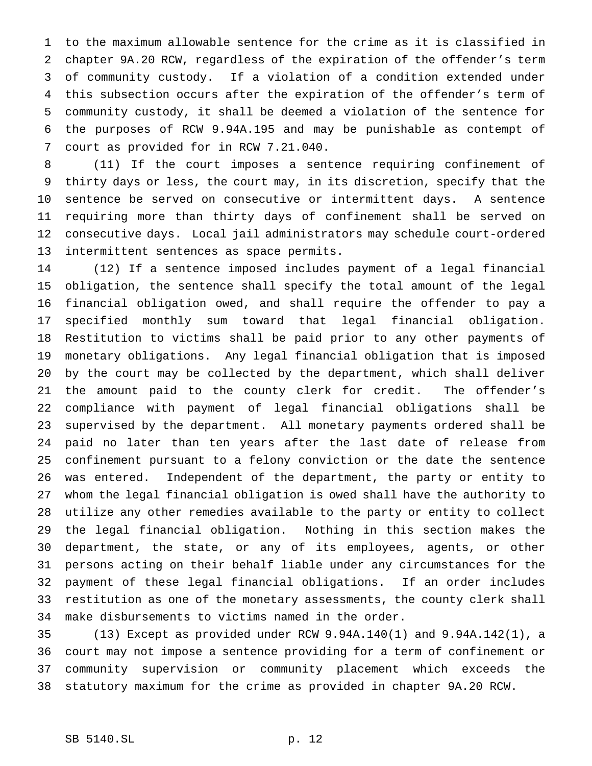to the maximum allowable sentence for the crime as it is classified in chapter 9A.20 RCW, regardless of the expiration of the offender's term of community custody. If a violation of a condition extended under this subsection occurs after the expiration of the offender's term of community custody, it shall be deemed a violation of the sentence for the purposes of RCW 9.94A.195 and may be punishable as contempt of court as provided for in RCW 7.21.040.

(11) If the court imposes a sentence requiring confinement of thirty days or less, the court may, in its discretion, specify that the sentence be served on consecutive or intermittent days. A sentence requiring more than thirty days of confinement shall be served on consecutive days. Local jail administrators may schedule court-ordered intermittent sentences as space permits.

(12) If a sentence imposed includes payment of a legal financial obligation, the sentence shall specify the total amount of the legal financial obligation owed, and shall require the offender to pay a specified monthly sum toward that legal financial obligation. Restitution to victims shall be paid prior to any other payments of monetary obligations. Any legal financial obligation that is imposed by the court may be collected by the department, which shall deliver the amount paid to the county clerk for credit. The offender's compliance with payment of legal financial obligations shall be supervised by the department. All monetary payments ordered shall be paid no later than ten years after the last date of release from confinement pursuant to a felony conviction or the date the sentence was entered. Independent of the department, the party or entity to whom the legal financial obligation is owed shall have the authority to utilize any other remedies available to the party or entity to collect the legal financial obligation. Nothing in this section makes the department, the state, or any of its employees, agents, or other persons acting on their behalf liable under any circumstances for the payment of these legal financial obligations. If an order includes restitution as one of the monetary assessments, the county clerk shall make disbursements to victims named in the order.

(13) Except as provided under RCW 9.94A.140(1) and 9.94A.142(1), a court may not impose a sentence providing for a term of confinement or community supervision or community placement which exceeds the statutory maximum for the crime as provided in chapter 9A.20 RCW.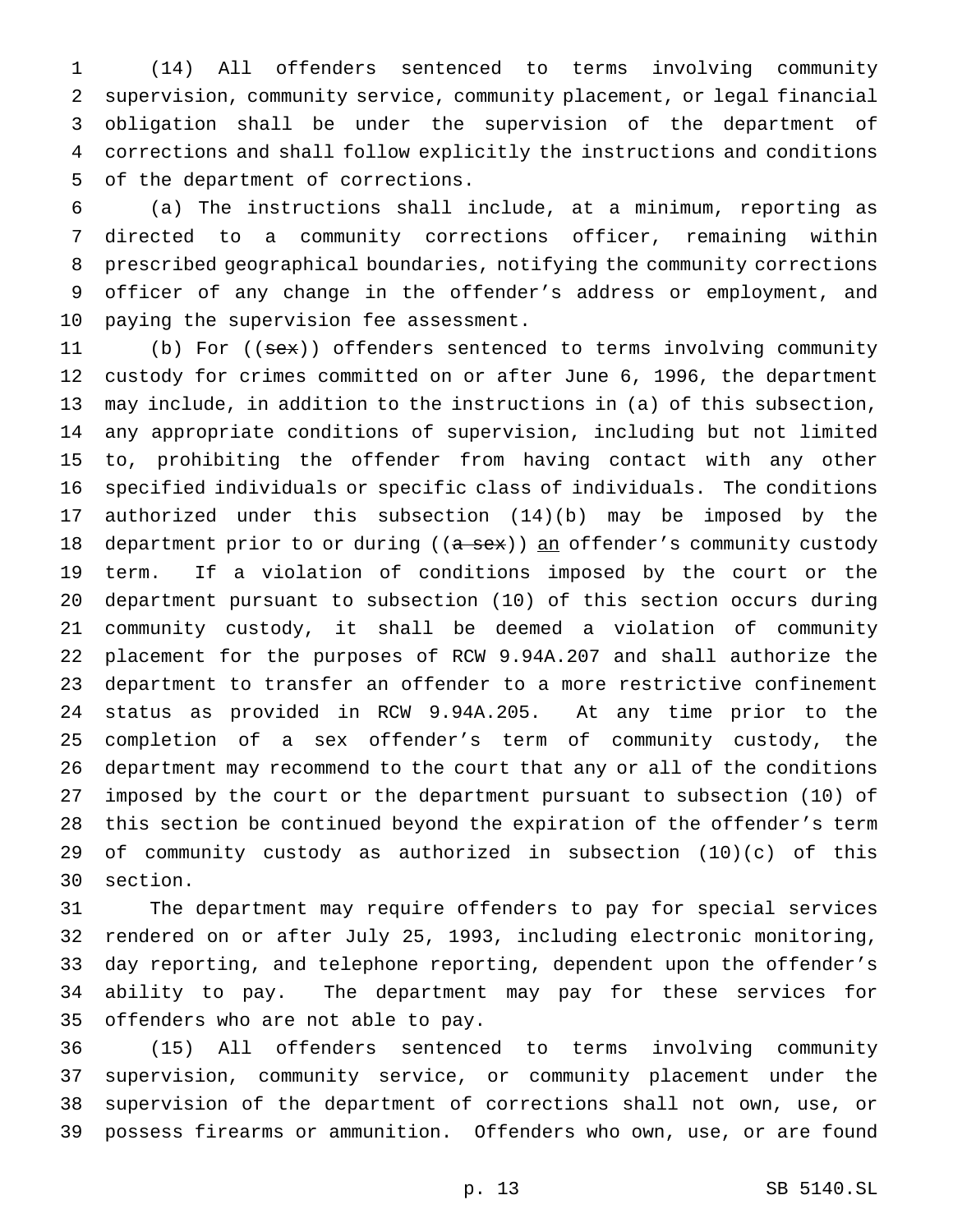(14) All offenders sentenced to terms involving community supervision, community service, community placement, or legal financial obligation shall be under the supervision of the department of corrections and shall follow explicitly the instructions and conditions of the department of corrections.

(a) The instructions shall include, at a minimum, reporting as directed to a community corrections officer, remaining within prescribed geographical boundaries, notifying the community corrections officer of any change in the offender's address or employment, and paying the supervision fee assessment.

(b) For ((~~sex~~)) offenders sentenced to terms involving community custody for crimes committed on or after June 6, 1996, the department may include, in addition to the instructions in (a) of this subsection, any appropriate conditions of supervision, including but not limited to, prohibiting the offender from having contact with any other specified individuals or specific class of individuals. The conditions authorized under this subsection (14)(b) may be imposed by the department prior to or during ((~~a sex~~)) <u>an</u> offender's community custody term. If a violation of conditions imposed by the court or the department pursuant to subsection (10) of this section occurs during community custody, it shall be deemed a violation of community placement for the purposes of RCW 9.94A.207 and shall authorize the department to transfer an offender to a more restrictive confinement status as provided in RCW 9.94A.205. At any time prior to the completion of a sex offender's term of community custody, the department may recommend to the court that any or all of the conditions imposed by the court or the department pursuant to subsection (10) of this section be continued beyond the expiration of the offender's term of community custody as authorized in subsection (10)(c) of this section.

The department may require offenders to pay for special services rendered on or after July 25, 1993, including electronic monitoring, day reporting, and telephone reporting, dependent upon the offender's ability to pay. The department may pay for these services for offenders who are not able to pay.

(15) All offenders sentenced to terms involving community supervision, community service, or community placement under the supervision of the department of corrections shall not own, use, or possess firearms or ammunition. Offenders who own, use, or are found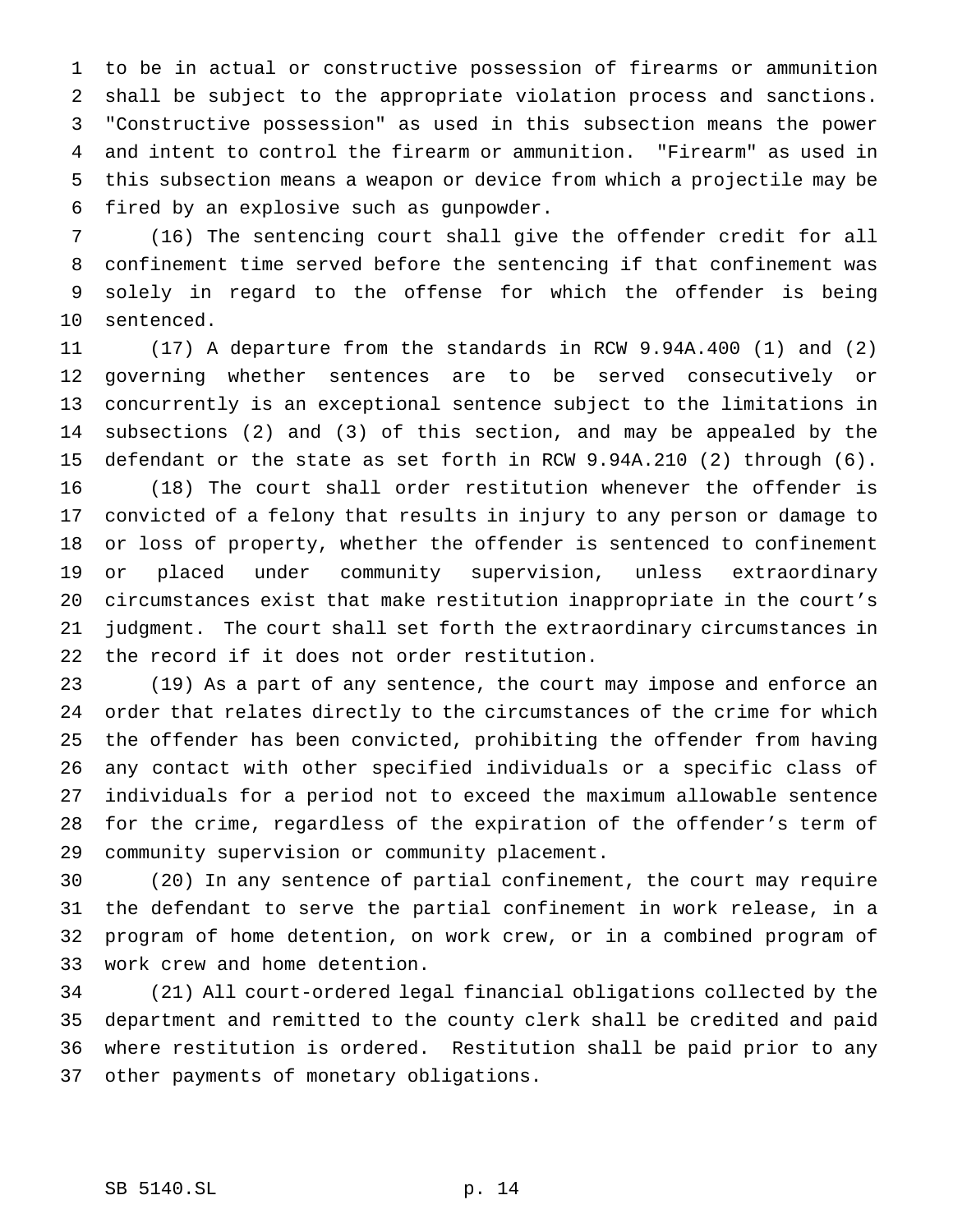to be in actual or constructive possession of firearms or ammunition shall be subject to the appropriate violation process and sanctions. "Constructive possession" as used in this subsection means the power and intent to control the firearm or ammunition. "Firearm" as used in this subsection means a weapon or device from which a projectile may be fired by an explosive such as gunpowder.

(16) The sentencing court shall give the offender credit for all confinement time served before the sentencing if that confinement was solely in regard to the offense for which the offender is being sentenced.

(17) A departure from the standards in RCW 9.94A.400 (1) and (2) governing whether sentences are to be served consecutively or concurrently is an exceptional sentence subject to the limitations in subsections (2) and (3) of this section, and may be appealed by the defendant or the state as set forth in RCW 9.94A.210 (2) through (6).

(18) The court shall order restitution whenever the offender is convicted of a felony that results in injury to any person or damage to or loss of property, whether the offender is sentenced to confinement or placed under community supervision, unless extraordinary circumstances exist that make restitution inappropriate in the court's judgment. The court shall set forth the extraordinary circumstances in the record if it does not order restitution.

(19) As a part of any sentence, the court may impose and enforce an order that relates directly to the circumstances of the crime for which the offender has been convicted, prohibiting the offender from having any contact with other specified individuals or a specific class of individuals for a period not to exceed the maximum allowable sentence for the crime, regardless of the expiration of the offender's term of community supervision or community placement.

(20) In any sentence of partial confinement, the court may require the defendant to serve the partial confinement in work release, in a program of home detention, on work crew, or in a combined program of work crew and home detention.

(21) All court-ordered legal financial obligations collected by the department and remitted to the county clerk shall be credited and paid where restitution is ordered. Restitution shall be paid prior to any other payments of monetary obligations.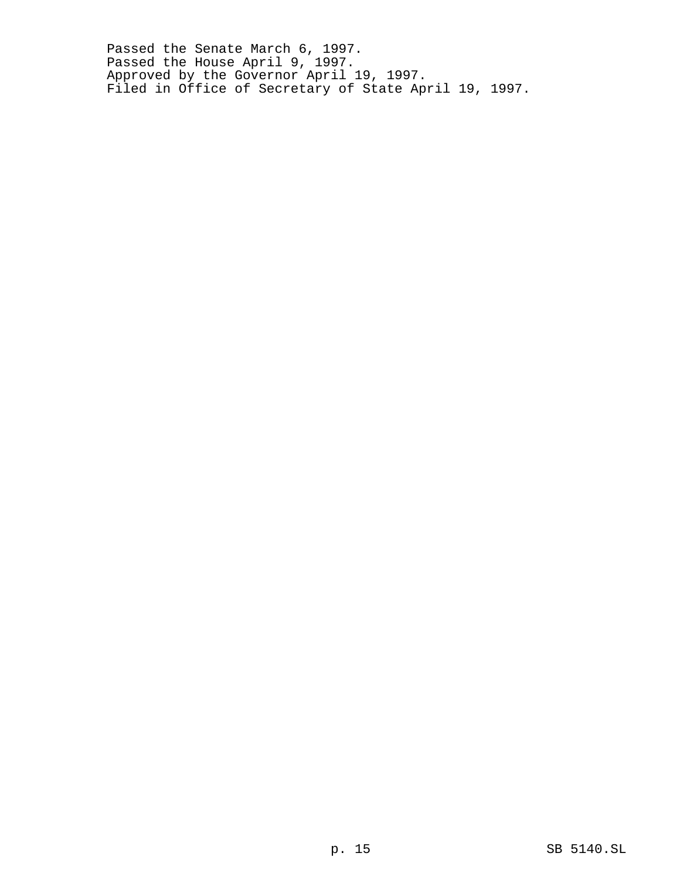Passed the Senate March 6, 1997.
Passed the House April 9, 1997.
Approved by the Governor April 19, 1997.
Filed in Office of Secretary of State April 19, 1997.